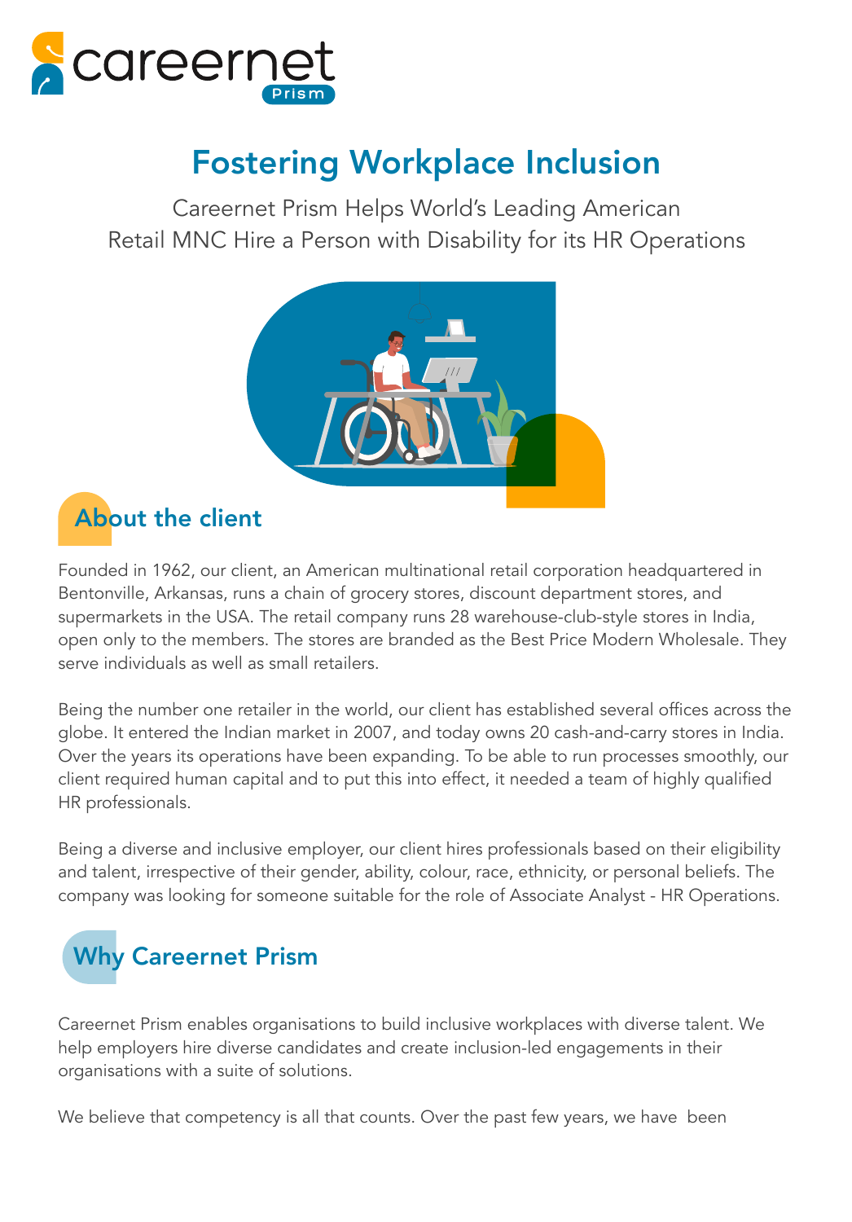careernet Prism

# Fostering Workplace Inclusion

Careernet Prism Helps World's Leading American Retail MNC Hire a Person with Disability for its HR Operations

## About the client

Founded in 1962, our client, an American multinational retail corporation headquartered in Bentonville, Arkansas, runs a chain of grocery stores, discount department stores, and supermarkets in the USA. The retail company runs 28 warehouse-club-style stores in India, open only to the members. The stores are branded as the Best Price Modern Wholesale. They serve individuals as well as small retailers.

Being the number one retailer in the world, our client has established several offices across the globe. It entered the Indian market in 2007, and today owns 20 cash-and-carry stores in India. Over the years its operations have been expanding. To be able to run processes smoothly, our client required human capital and to put this into effect, it needed a team of highly qualified HR professionals.

Being a diverse and inclusive employer, our client hires professionals based on their eligibility and talent, irrespective of their gender, ability, colour, race, ethnicity, or personal beliefs. The company was looking for someone suitable for the role of Associate Analyst - HR Operations.

## Why Careernet Prism

Careernet Prism enables organisations to build inclusive workplaces with diverse talent. We help employers hire diverse candidates and create inclusion-led engagements in their organisations with a suite of solutions.

We believe that competency is all that counts. Over the past few years, we have been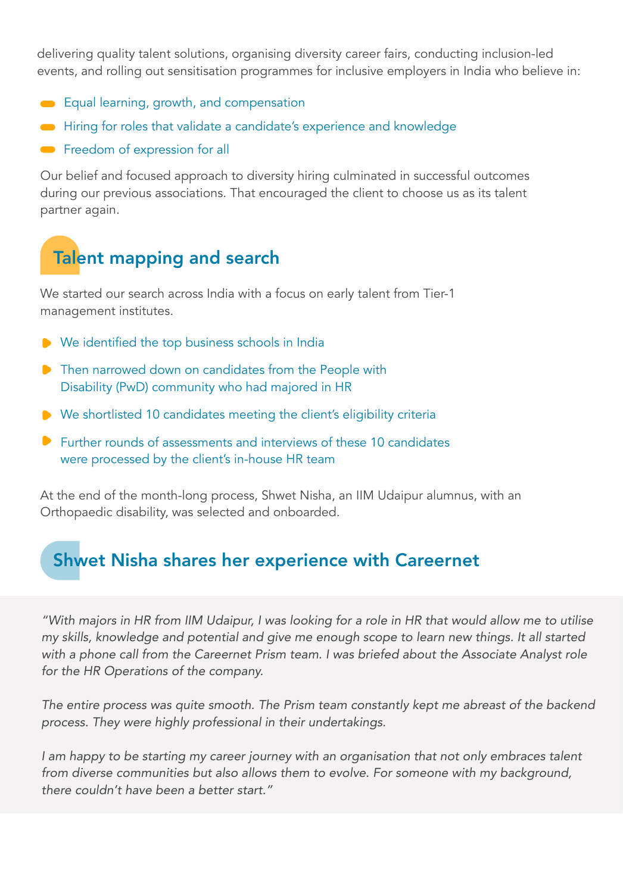delivering quality talent solutions, organising diversity career fairs, conducting inclusion-led events, and rolling out sensitisation programmes for inclusive employers in India who believe in:

- Equal learning, growth, and compensation
- Hiring for roles that validate a candidate's experience and knowledge
- Freedom of expression for all

Our belief and focused approach to diversity hiring culminated in successful outcomes during our previous associations. That encouraged the client to choose us as its talent partner again.

## Talent mapping and search

We started our search across India with a focus on early talent from Tier-1 management institutes.

- We identified the top business schools in India
- Then narrowed down on candidates from the People with Disability (PwD) community who had majored in HR
- We shortlisted 10 candidates meeting the client's eligibility criteria
- Further rounds of assessments and interviews of these 10 candidates were processed by the client's in-house HR team

At the end of the month-long process, Shwet Nisha, an IIM Udaipur alumnus, with an Orthopaedic disability, was selected and onboarded.

## Shwet Nisha shares her experience with Careernet

*"With majors in HR from IIM Udaipur, I was looking for a role in HR that would allow me to utilise my skills, knowledge and potential and give me enough scope to learn new things. It all started with a phone call from the Careernet Prism team. I was briefed about the Associate Analyst role for the HR Operations of the company.*

*The entire process was quite smooth. The Prism team constantly kept me abreast of the backend process. They were highly professional in their undertakings.*

*I am happy to be starting my career journey with an organisation that not only embraces talent from diverse communities but also allows them to evolve. For someone with my background, there couldn't have been a better start."*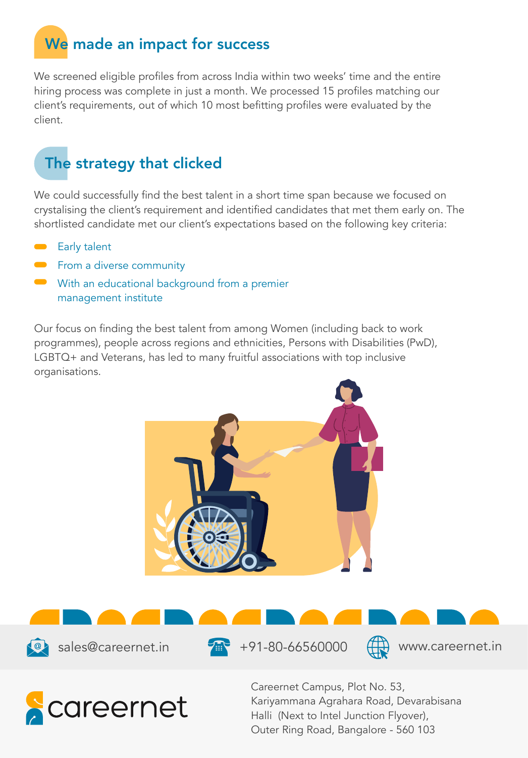## We made an impact for success

We screened eligible profiles from across India within two weeks' time and the entire hiring process was complete in just a month. We processed 15 profiles matching our client's requirements, out of which 10 most befitting profiles were evaluated by the client.

## The strategy that clicked

We could successfully find the best talent in a short time span because we focused on crystalising the client's requirement and identified candidates that met them early on. The shortlisted candidate met our client's expectations based on the following key criteria:

- Early talent
- From a diverse community
- With an educational background from a premier management institute

Our focus on finding the best talent from among Women (including back to work programmes), people across regions and ethnicities, Persons with Disabilities (PwD), LGBTQ+ and Veterans, has led to many fruitful associations with top inclusive organisations.

sales@careernet.in

+91-80-66560000

www.careernet.in

careernet

Careernet Campus, Plot No. 53, Kariyammana Agrahara Road, Devarabisana Halli (Next to Intel Junction Flyover), Outer Ring Road, Bangalore - 560 103